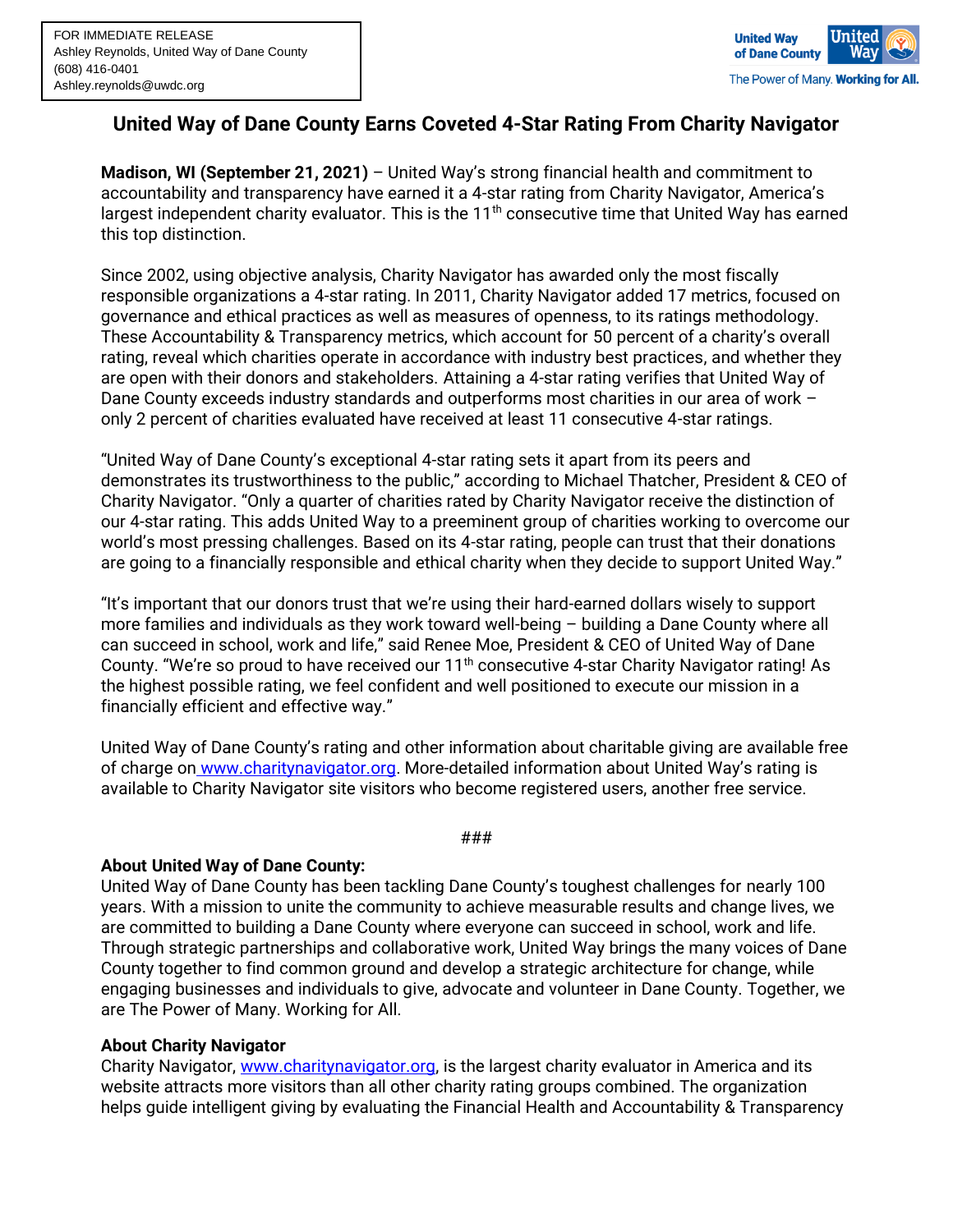FOR IMMEDIATE RELEASE
Ashley Reynolds, United Way of Dane County
(608) 416-0401
Ashley.reynolds@uwdc.org

United Way of Dane County
The Power of Many. **Working for All.**

# United Way of Dane County Earns Coveted 4-Star Rating From Charity Navigator

**Madison, WI (September 21, 2021)** – United Way's strong financial health and commitment to accountability and transparency have earned it a 4-star rating from Charity Navigator, America's largest independent charity evaluator. This is the 11th consecutive time that United Way has earned this top distinction.

Since 2002, using objective analysis, Charity Navigator has awarded only the most fiscally responsible organizations a 4-star rating. In 2011, Charity Navigator added 17 metrics, focused on governance and ethical practices as well as measures of openness, to its ratings methodology. These Accountability & Transparency metrics, which account for 50 percent of a charity's overall rating, reveal which charities operate in accordance with industry best practices, and whether they are open with their donors and stakeholders. Attaining a 4-star rating verifies that United Way of Dane County exceeds industry standards and outperforms most charities in our area of work – only 2 percent of charities evaluated have received at least 11 consecutive 4-star ratings.

"United Way of Dane County's exceptional 4-star rating sets it apart from its peers and demonstrates its trustworthiness to the public," according to Michael Thatcher, President & CEO of Charity Navigator. "Only a quarter of charities rated by Charity Navigator receive the distinction of our 4-star rating. This adds United Way to a preeminent group of charities working to overcome our world's most pressing challenges. Based on its 4-star rating, people can trust that their donations are going to a financially responsible and ethical charity when they decide to support United Way."

"It's important that our donors trust that we're using their hard-earned dollars wisely to support more families and individuals as they work toward well-being – building a Dane County where all can succeed in school, work and life," said Renee Moe, President & CEO of United Way of Dane County. "We're so proud to have received our 11th consecutive 4-star Charity Navigator rating! As the highest possible rating, we feel confident and well positioned to execute our mission in a financially efficient and effective way."

United Way of Dane County's rating and other information about charitable giving are available free of charge on www.charitynavigator.org. More-detailed information about United Way's rating is available to Charity Navigator site visitors who become registered users, another free service.

###

**About United Way of Dane County:**
United Way of Dane County has been tackling Dane County's toughest challenges for nearly 100 years. With a mission to unite the community to achieve measurable results and change lives, we are committed to building a Dane County where everyone can succeed in school, work and life. Through strategic partnerships and collaborative work, United Way brings the many voices of Dane County together to find common ground and develop a strategic architecture for change, while engaging businesses and individuals to give, advocate and volunteer in Dane County. Together, we are The Power of Many. Working for All.

**About Charity Navigator**
Charity Navigator, www.charitynavigator.org, is the largest charity evaluator in America and its website attracts more visitors than all other charity rating groups combined. The organization helps guide intelligent giving by evaluating the Financial Health and Accountability & Transparency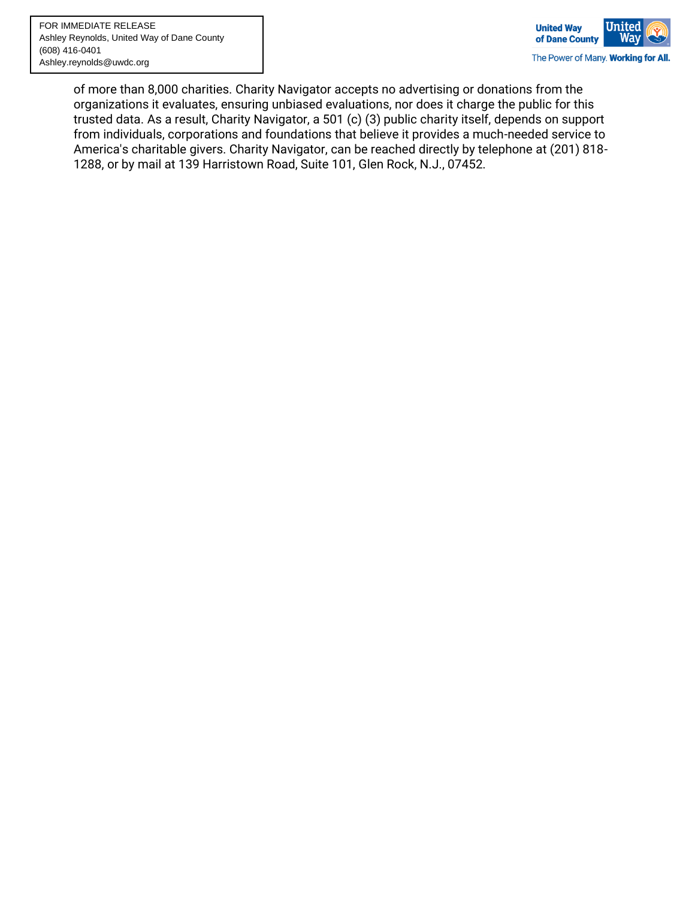of more than 8,000 charities. Charity Navigator accepts no advertising or donations from the organizations it evaluates, ensuring unbiased evaluations, nor does it charge the public for this trusted data. As a result, Charity Navigator, a 501 (c) (3) public charity itself, depends on support from individuals, corporations and foundations that believe it provides a much-needed service to America's charitable givers. Charity Navigator, can be reached directly by telephone at (201) 818-1288, or by mail at 139 Harristown Road, Suite 101, Glen Rock, N.J., 07452.